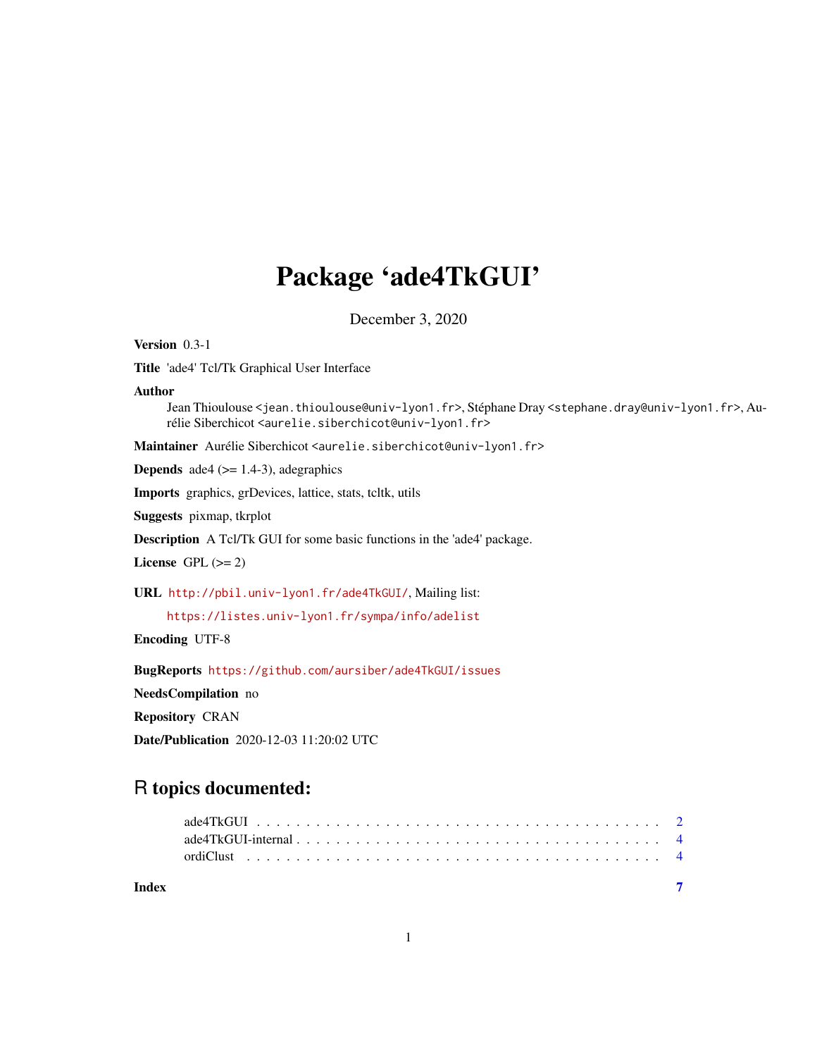# Package 'ade4TkGUI'

December 3, 2020

**Version** 0.3-1

**Title** 'ade4' Tcl/Tk Graphical User Interface

**Author**
Jean Thioulouse <jean.thioulouse@univ-lyon1.fr>, Stéphane Dray <stephane.dray@univ-lyon1.fr>, Aurélie Siberchicot <aurelie.siberchicot@univ-lyon1.fr>

**Maintainer** Aurélie Siberchicot <aurelie.siberchicot@univ-lyon1.fr>

**Depends** ade4 (>= 1.4-3), adegraphics

**Imports** graphics, grDevices, lattice, stats, tcltk, utils

**Suggests** pixmap, tkrplot

**Description** A Tcl/Tk GUI for some basic functions in the 'ade4' package.

**License** GPL (>= 2)

**URL** http://pbil.univ-lyon1.fr/ade4TkGUI/, Mailing list:
https://listes.univ-lyon1.fr/sympa/info/adelist

**Encoding** UTF-8

**BugReports** https://github.com/aursiber/ade4TkGUI/issues

**NeedsCompilation** no

**Repository** CRAN

**Date/Publication** 2020-12-03 11:20:02 UTC

## R topics documented:

| | |
|---|---|
| ade4TkGUI | 2 |
| ade4TkGUI-internal | 4 |
| ordiClust | 4 |
| **Index** | **7** |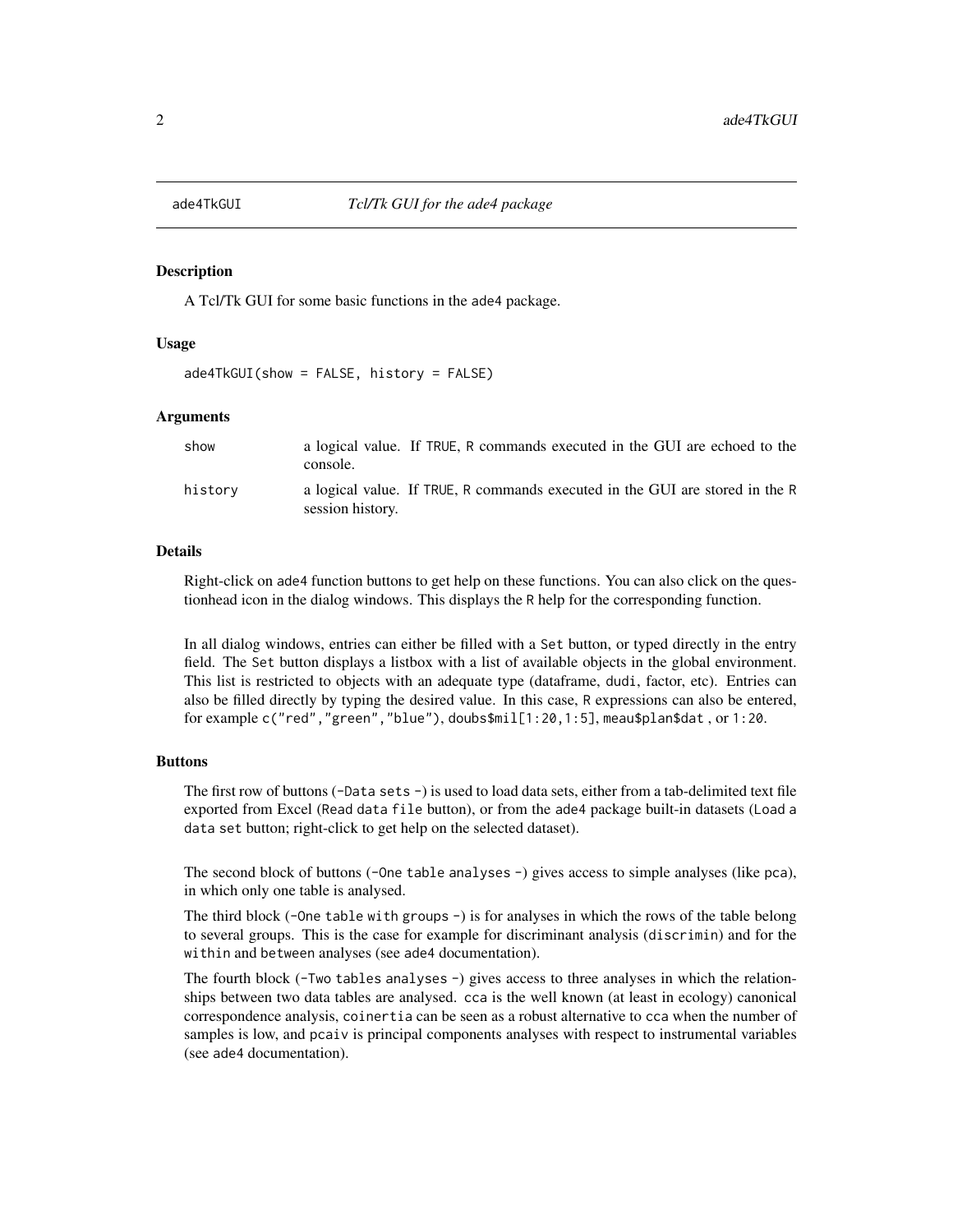# ade4TkGUI — *Tcl/Tk GUI for the ade4 package*

## Description

A Tcl/Tk GUI for some basic functions in the ade4 package.

## Usage

```
ade4TkGUI(show = FALSE, history = FALSE)
```

## Arguments

| | |
|---|---|
| show | a logical value. If TRUE, R commands executed in the GUI are echoed to the console. |
| history | a logical value. If TRUE, R commands executed in the GUI are stored in the R session history. |

## Details

Right-click on ade4 function buttons to get help on these functions. You can also click on the questionhead icon in the dialog windows. This displays the R help for the corresponding function.

In all dialog windows, entries can either be filled with a Set button, or typed directly in the entry field. The Set button displays a listbox with a list of available objects in the global environment. This list is restricted to objects with an adequate type (dataframe, dudi, factor, etc). Entries can also be filled directly by typing the desired value. In this case, R expressions can also be entered, for example `c("red","green","blue")`, `doubs$mil[1:20,1:5]`, `meau$plan$dat` , or `1:20`.

## Buttons

The first row of buttons (-Data sets -) is used to load data sets, either from a tab-delimited text file exported from Excel (Read data file button), or from the ade4 package built-in datasets (Load a data set button; right-click to get help on the selected dataset).

The second block of buttons (-One table analyses -) gives access to simple analyses (like pca), in which only one table is analysed.

The third block (-One table with groups -) is for analyses in which the rows of the table belong to several groups. This is the case for example for discriminant analysis (discrimin) and for the within and between analyses (see ade4 documentation).

The fourth block (-Two tables analyses -) gives access to three analyses in which the relationships between two data tables are analysed. cca is the well known (at least in ecology) canonical correspondence analysis, coinertia can be seen as a robust alternative to cca when the number of samples is low, and pcaiv is principal components analyses with respect to instrumental variables (see ade4 documentation).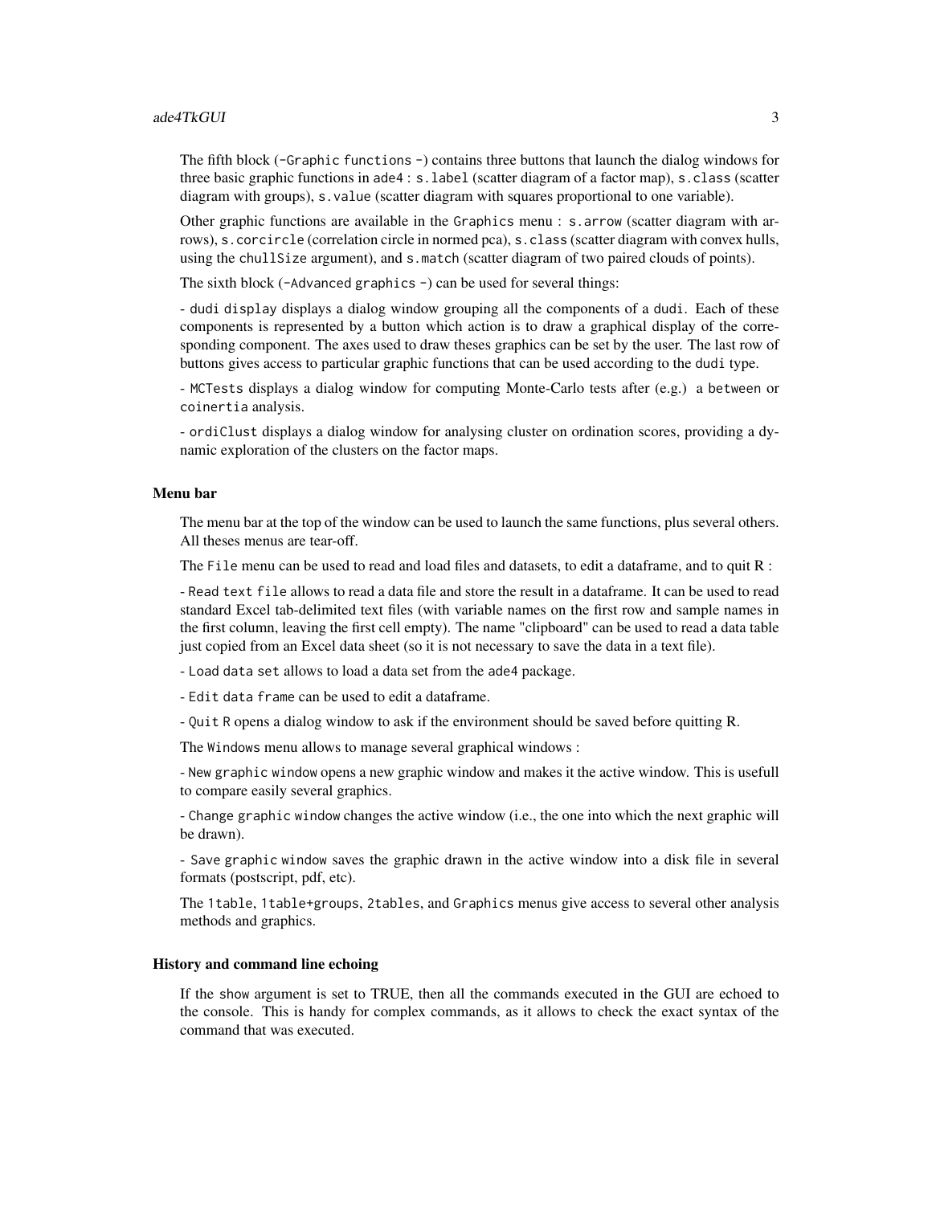The fifth block (-Graphic functions -) contains three buttons that launch the dialog windows for three basic graphic functions in ade4 : `s.label` (scatter diagram of a factor map), `s.class` (scatter diagram with groups), `s.value` (scatter diagram with squares proportional to one variable).

Other graphic functions are available in the Graphics menu : `s.arrow` (scatter diagram with arrows), `s.corcircle` (correlation circle in normed pca), `s.class` (scatter diagram with convex hulls, using the `chullSize` argument), and `s.match` (scatter diagram of two paired clouds of points).

The sixth block (-Advanced graphics -) can be used for several things:

- dudi display displays a dialog window grouping all the components of a dudi. Each of these components is represented by a button which action is to draw a graphical display of the corresponding component. The axes used to draw theses graphics can be set by the user. The last row of buttons gives access to particular graphic functions that can be used according to the dudi type.

- MCTests displays a dialog window for computing Monte-Carlo tests after (e.g.) a between or coinertia analysis.

- ordiClust displays a dialog window for analysing cluster on ordination scores, providing a dynamic exploration of the clusters on the factor maps.

### Menu bar

The menu bar at the top of the window can be used to launch the same functions, plus several others. All theses menus are tear-off.

The File menu can be used to read and load files and datasets, to edit a dataframe, and to quit R :

- Read text file allows to read a data file and store the result in a dataframe. It can be used to read standard Excel tab-delimited text files (with variable names on the first row and sample names in the first column, leaving the first cell empty). The name "clipboard" can be used to read a data table just copied from an Excel data sheet (so it is not necessary to save the data in a text file).

- Load data set allows to load a data set from the ade4 package.

- Edit data frame can be used to edit a dataframe.

- Quit R opens a dialog window to ask if the environment should be saved before quitting R.

The Windows menu allows to manage several graphical windows :

- New graphic window opens a new graphic window and makes it the active window. This is usefull to compare easily several graphics.

- Change graphic window changes the active window (i.e., the one into which the next graphic will be drawn).

- Save graphic window saves the graphic drawn in the active window into a disk file in several formats (postscript, pdf, etc).

The 1table, 1table+groups, 2tables, and Graphics menus give access to several other analysis methods and graphics.

### History and command line echoing

If the show argument is set to TRUE, then all the commands executed in the GUI are echoed to the console. This is handy for complex commands, as it allows to check the exact syntax of the command that was executed.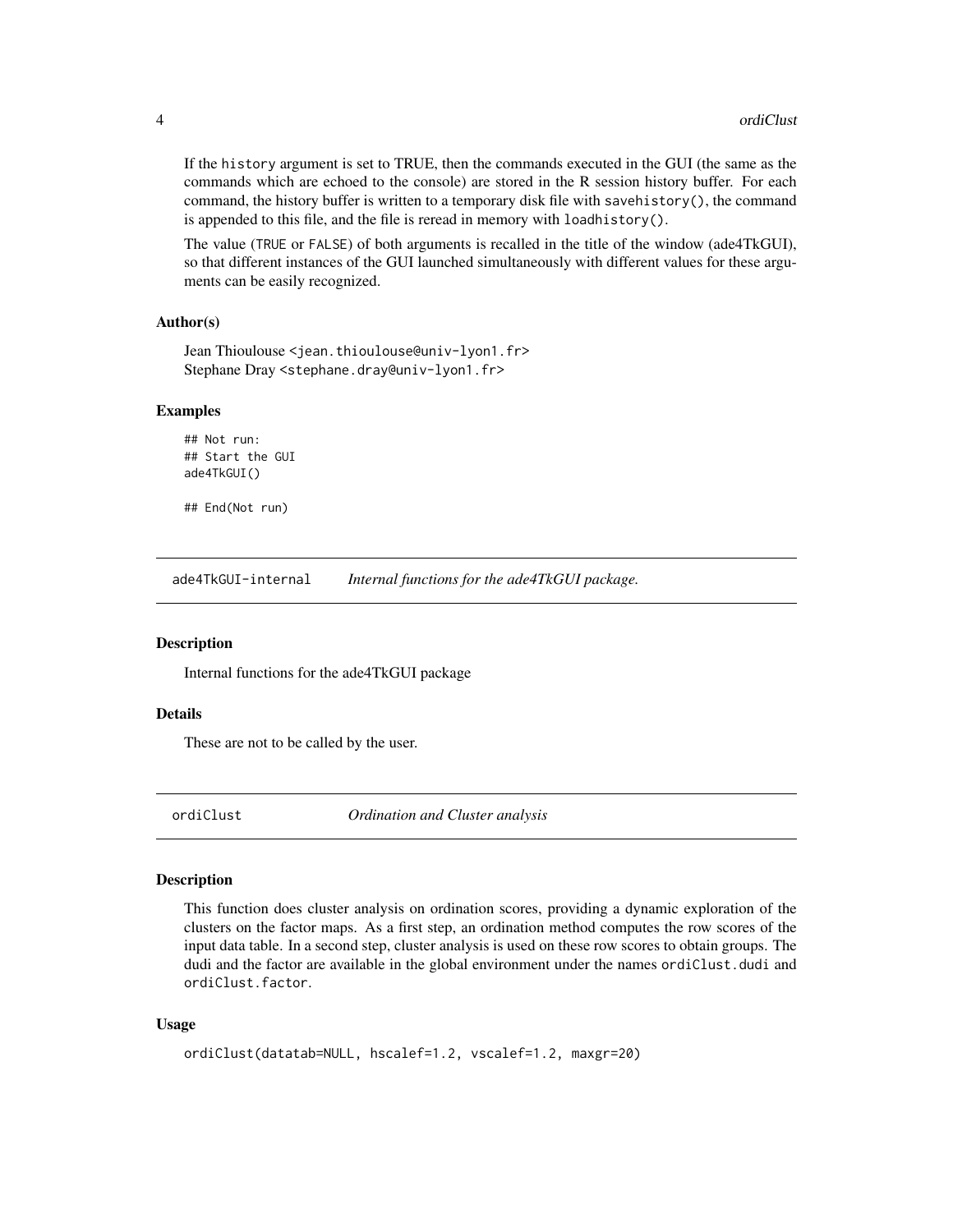If the history argument is set to TRUE, then the commands executed in the GUI (the same as the commands which are echoed to the console) are stored in the R session history buffer. For each command, the history buffer is written to a temporary disk file with savehistory(), the command is appended to this file, and the file is reread in memory with loadhistory().

The value (TRUE or FALSE) of both arguments is recalled in the title of the window (ade4TkGUI), so that different instances of the GUI launched simultaneously with different values for these arguments can be easily recognized.

### Author(s)

Jean Thioulouse <jean.thioulouse@univ-lyon1.fr>
Stephane Dray <stephane.dray@univ-lyon1.fr>

### Examples

```
## Not run:
## Start the GUI
ade4TkGUI()

## End(Not run)
```

## ade4TkGUI-internal — *Internal functions for the ade4TkGUI package.*

### Description

Internal functions for the ade4TkGUI package

### Details

These are not to be called by the user.

## ordiClust — *Ordination and Cluster analysis*

### Description

This function does cluster analysis on ordination scores, providing a dynamic exploration of the clusters on the factor maps. As a first step, an ordination method computes the row scores of the input data table. In a second step, cluster analysis is used on these row scores to obtain groups. The dudi and the factor are available in the global environment under the names ordiClust.dudi and ordiClust.factor.

### Usage

```
ordiClust(datatab=NULL, hscalef=1.2, vscalef=1.2, maxgr=20)
```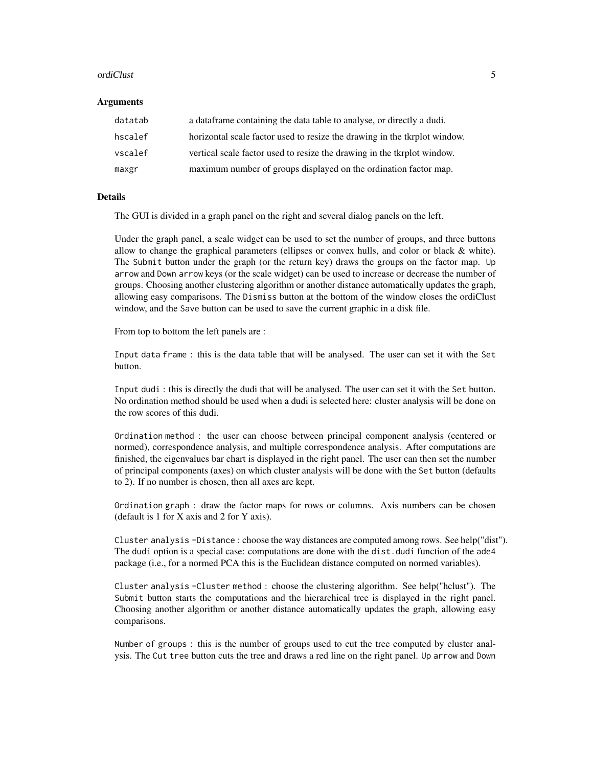### Arguments

| | |
|---|---|
| `datatab` | a dataframe containing the data table to analyse, or directly a dudi. |
| `hscalef` | horizontal scale factor used to resize the drawing in the tkrplot window. |
| `vscalef` | vertical scale factor used to resize the drawing in the tkrplot window. |
| `maxgr` | maximum number of groups displayed on the ordination factor map. |

### Details

The GUI is divided in a graph panel on the right and several dialog panels on the left.

Under the graph panel, a scale widget can be used to set the number of groups, and three buttons allow to change the graphical parameters (ellipses or convex hulls, and color or black & white). The `Submit` button under the graph (or the return key) draws the groups on the factor map. `Up arrow` and `Down arrow` keys (or the scale widget) can be used to increase or decrease the number of groups. Choosing another clustering algorithm or another distance automatically updates the graph, allowing easy comparisons. The `Dismiss` button at the bottom of the window closes the ordiClust window, and the `Save` button can be used to save the current graphic in a disk file.

From top to bottom the left panels are :

`Input data frame` : this is the data table that will be analysed. The user can set it with the `Set` button.

`Input dudi` : this is directly the dudi that will be analysed. The user can set it with the `Set` button. No ordination method should be used when a dudi is selected here: cluster analysis will be done on the row scores of this dudi.

`Ordination method` : the user can choose between principal component analysis (centered or normed), correspondence analysis, and multiple correspondence analysis. After computations are finished, the eigenvalues bar chart is displayed in the right panel. The user can then set the number of principal components (axes) on which cluster analysis will be done with the `Set` button (defaults to 2). If no number is chosen, then all axes are kept.

`Ordination graph` : draw the factor maps for rows or columns. Axis numbers can be chosen (default is 1 for X axis and 2 for Y axis).

`Cluster analysis -Distance` : choose the way distances are computed among rows. See help("dist"). The `dudi` option is a special case: computations are done with the `dist.dudi` function of the `ade4` package (i.e., for a normed PCA this is the Euclidean distance computed on normed variables).

`Cluster analysis -Cluster method` : choose the clustering algorithm. See help("hclust"). The `Submit` button starts the computations and the hierarchical tree is displayed in the right panel. Choosing another algorithm or another distance automatically updates the graph, allowing easy comparisons.

`Number of groups` : this is the number of groups used to cut the tree computed by cluster analysis. The `Cut tree` button cuts the tree and draws a red line on the right panel. `Up arrow` and `Down`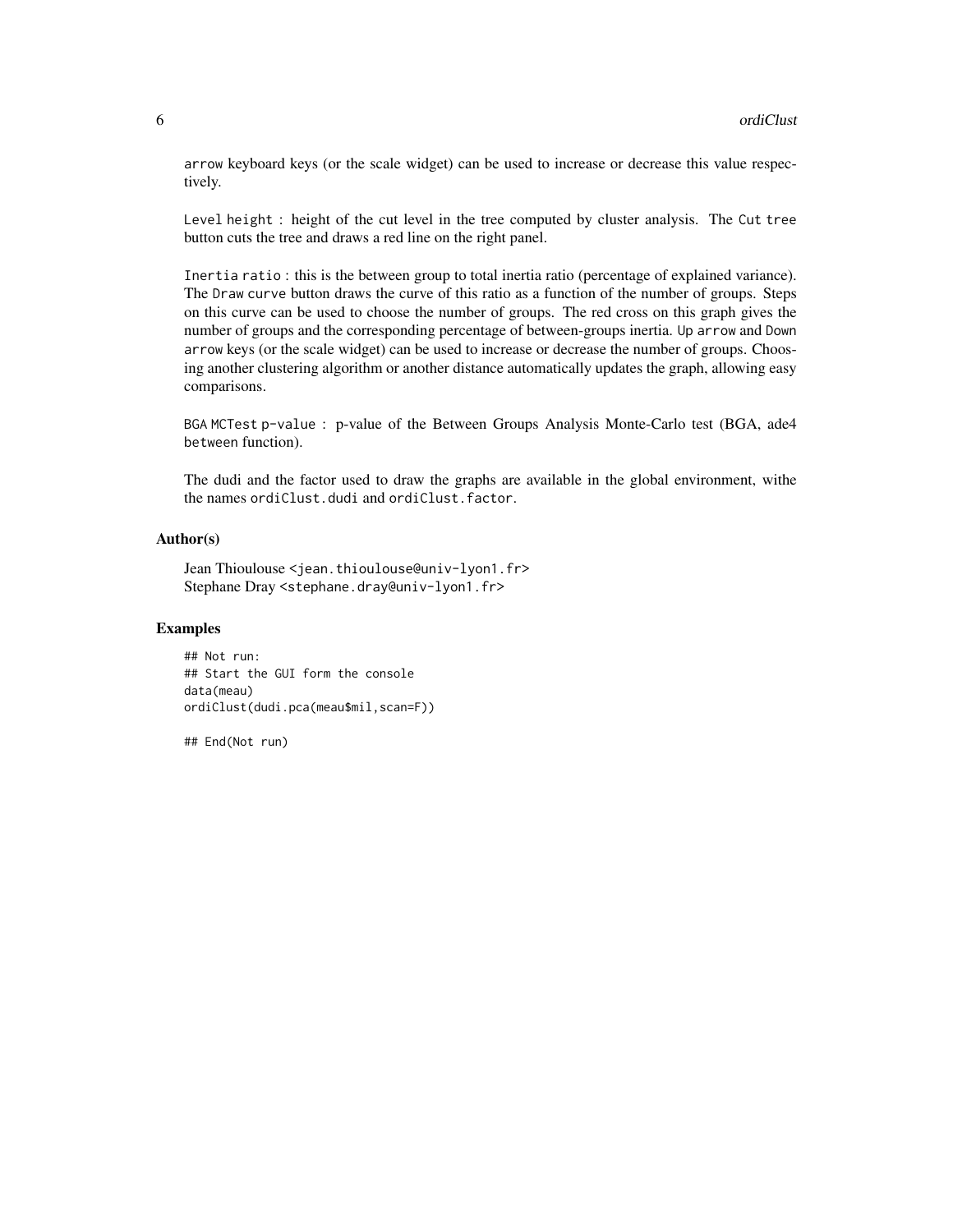arrow keyboard keys (or the scale widget) can be used to increase or decrease this value respectively.

`Level height` : height of the cut level in the tree computed by cluster analysis. The `Cut tree` button cuts the tree and draws a red line on the right panel.

`Inertia ratio` : this is the between group to total inertia ratio (percentage of explained variance). The `Draw curve` button draws the curve of this ratio as a function of the number of groups. Steps on this curve can be used to choose the number of groups. The red cross on this graph gives the number of groups and the corresponding percentage of between-groups inertia. `Up arrow` and `Down arrow` keys (or the scale widget) can be used to increase or decrease the number of groups. Choosing another clustering algorithm or another distance automatically updates the graph, allowing easy comparisons.

`BGA MCTest p-value` : p-value of the Between Groups Analysis Monte-Carlo test (BGA, ade4 `between` function).

The dudi and the factor used to draw the graphs are available in the global environment, withe the names `ordiClust.dudi` and `ordiClust.factor`.

## Author(s)

Jean Thioulouse <jean.thioulouse@univ-lyon1.fr>
Stephane Dray <stephane.dray@univ-lyon1.fr>

## Examples

```
## Not run:
## Start the GUI form the console
data(meau)
ordiClust(dudi.pca(meau$mil,scan=F))

## End(Not run)
```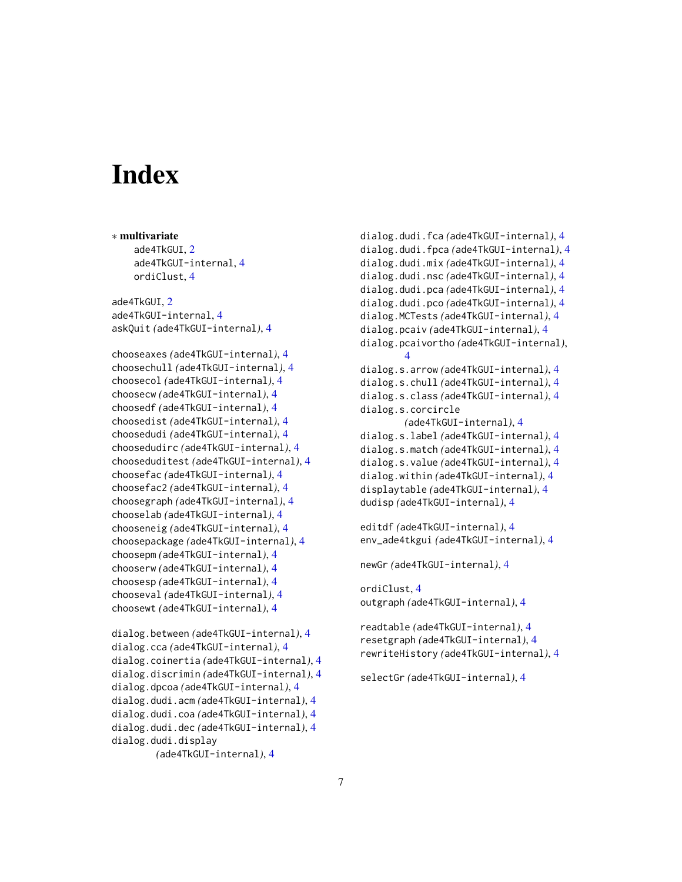# Index

∗ **multivariate**

ade4TkGUI, 2
ade4TkGUI-internal, 4
ordiClust, 4

ade4TkGUI, 2
ade4TkGUI-internal, 4
askQuit *(*ade4TkGUI-internal*)*, 4

chooseaxes *(*ade4TkGUI-internal*)*, 4
choosechull *(*ade4TkGUI-internal*)*, 4
choosecol *(*ade4TkGUI-internal*)*, 4
choosecw *(*ade4TkGUI-internal*)*, 4
choosedf *(*ade4TkGUI-internal*)*, 4
choosedist *(*ade4TkGUI-internal*)*, 4
choosedudi *(*ade4TkGUI-internal*)*, 4
choosedudirc *(*ade4TkGUI-internal*)*, 4
chooseduditest *(*ade4TkGUI-internal*)*, 4
choosefac *(*ade4TkGUI-internal*)*, 4
choosefac2 *(*ade4TkGUI-internal*)*, 4
choosegraph *(*ade4TkGUI-internal*)*, 4
chooselab *(*ade4TkGUI-internal*)*, 4
chooseneig *(*ade4TkGUI-internal*)*, 4
choosepackage *(*ade4TkGUI-internal*)*, 4
choosepm *(*ade4TkGUI-internal*)*, 4
chooserw *(*ade4TkGUI-internal*)*, 4
choosesp *(*ade4TkGUI-internal*)*, 4
chooseval *(*ade4TkGUI-internal*)*, 4
choosewt *(*ade4TkGUI-internal*)*, 4

dialog.between *(*ade4TkGUI-internal*)*, 4
dialog.cca *(*ade4TkGUI-internal*)*, 4
dialog.coinertia *(*ade4TkGUI-internal*)*, 4
dialog.discrimin *(*ade4TkGUI-internal*)*, 4
dialog.dpcoa *(*ade4TkGUI-internal*)*, 4
dialog.dudi.acm *(*ade4TkGUI-internal*)*, 4
dialog.dudi.coa *(*ade4TkGUI-internal*)*, 4
dialog.dudi.dec *(*ade4TkGUI-internal*)*, 4
dialog.dudi.display *(*ade4TkGUI-internal*)*, 4
dialog.dudi.fca *(*ade4TkGUI-internal*)*, 4
dialog.dudi.fpca *(*ade4TkGUI-internal*)*, 4
dialog.dudi.mix *(*ade4TkGUI-internal*)*, 4
dialog.dudi.nsc *(*ade4TkGUI-internal*)*, 4
dialog.dudi.pca *(*ade4TkGUI-internal*)*, 4
dialog.dudi.pco *(*ade4TkGUI-internal*)*, 4
dialog.MCTests *(*ade4TkGUI-internal*)*, 4
dialog.pcaiv *(*ade4TkGUI-internal*)*, 4
dialog.pcaivortho *(*ade4TkGUI-internal*)*, 4
dialog.s.arrow *(*ade4TkGUI-internal*)*, 4
dialog.s.chull *(*ade4TkGUI-internal*)*, 4
dialog.s.class *(*ade4TkGUI-internal*)*, 4
dialog.s.corcircle *(*ade4TkGUI-internal*)*, 4
dialog.s.label *(*ade4TkGUI-internal*)*, 4
dialog.s.match *(*ade4TkGUI-internal*)*, 4
dialog.s.value *(*ade4TkGUI-internal*)*, 4
dialog.within *(*ade4TkGUI-internal*)*, 4
displaytable *(*ade4TkGUI-internal*)*, 4
dudisp *(*ade4TkGUI-internal*)*, 4

editdf *(*ade4TkGUI-internal*)*, 4
env_ade4tkgui *(*ade4TkGUI-internal*)*, 4

newGr *(*ade4TkGUI-internal*)*, 4

ordiClust, 4
outgraph *(*ade4TkGUI-internal*)*, 4

readtable *(*ade4TkGUI-internal*)*, 4
resetgraph *(*ade4TkGUI-internal*)*, 4
rewriteHistory *(*ade4TkGUI-internal*)*, 4

selectGr *(*ade4TkGUI-internal*)*, 4